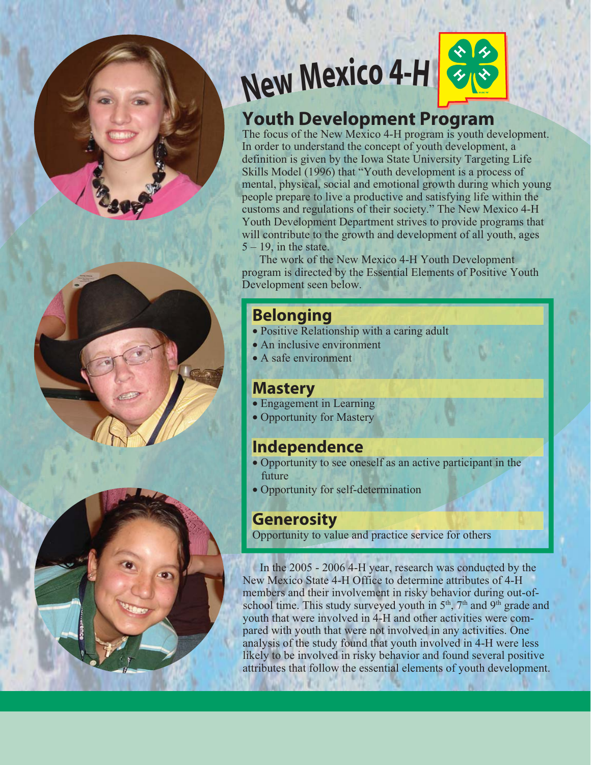# New Mexico 4-H

## Youth Development Program

The focus of the New Mexico 4-H program is youth development. In order to understand the concept of youth development, a definition is given by the Iowa State University Targeting Life Skills Model (1996) that "Youth development is a process of mental, physical, social and emotional growth during which young people prepare to live a productive and satisfying life within the customs and regulations of their society." The New Mexico 4-H Youth Development Department strives to provide programs that will contribute to the growth and development of all youth, ages 5 – 19, in the state.

The work of the New Mexico 4-H Youth Development program is directed by the Essential Elements of Positive Youth Development seen below.

### Belonging

- Positive Relationship with a caring adult
- An inclusive environment
- A safe environment

### Mastery

- Engagement in Learning
- Opportunity for Mastery

### Independence

- Opportunity to see oneself as an active participant in the future
- Opportunity for self-determination

### Generosity

Opportunity to value and practice service for others

In the 2005 - 2006 4-H year, research was conducted by the New Mexico State 4-H Office to determine attributes of 4-H members and their involvement in risky behavior during out-of-school time. This study surveyed youth in 5th, 7th and 9th grade and youth that were involved in 4-H and other activities were compared with youth that were not involved in any activities. One analysis of the study found that youth involved in 4-H were less likely to be involved in risky behavior and found several positive attributes that follow the essential elements of youth development.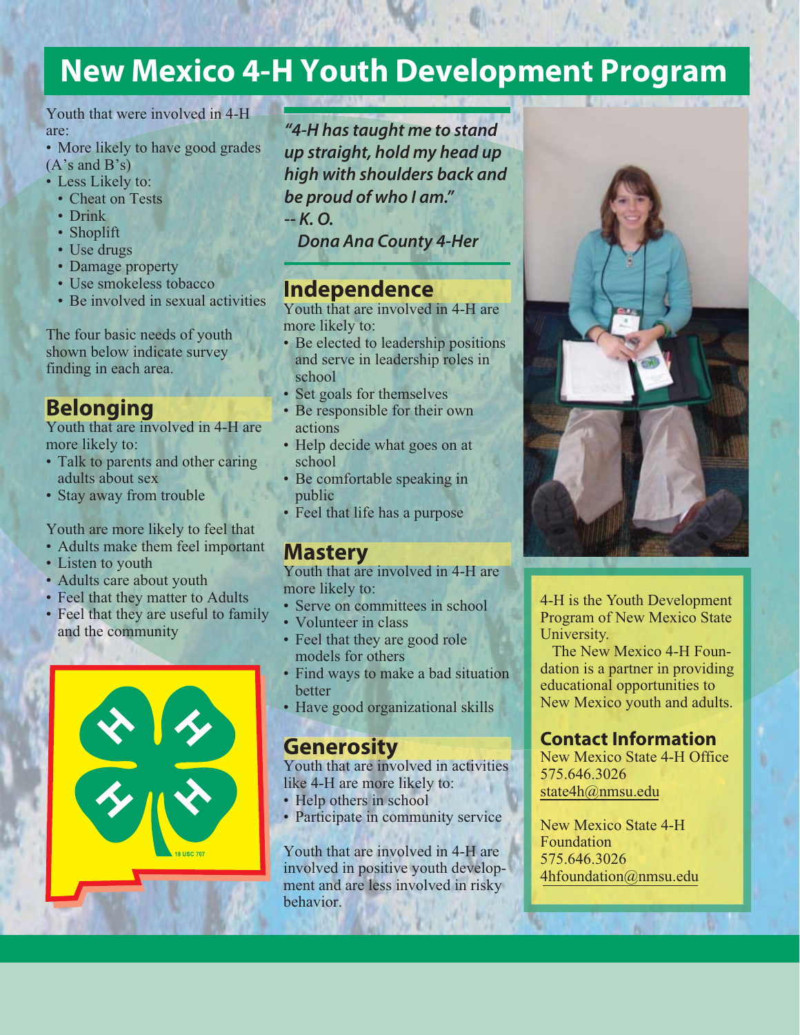# New Mexico 4-H Youth Development Program

Youth that were involved in 4-H are:

- More likely to have good grades (A's and B's)
- Less Likely to:
  - Cheat on Tests
  - Drink
  - Shoplift
  - Use drugs
  - Damage property
  - Use smokeless tobacco
  - Be involved in sexual activities

The four basic needs of youth shown below indicate survey finding in each area.

## Belonging

Youth that are involved in 4-H are more likely to:

- Talk to parents and other caring adults about sex
- Stay away from trouble

Youth are more likely to feel that

- Adults make them feel important
- Listen to youth
- Adults care about youth
- Feel that they matter to Adults
- Feel that they are useful to family and the community

18 USC 707

***"4-H has taught me to stand up straight, hold my head up high with shoulders back and be proud of who I am."***
***-- K. O.***
***Dona Ana County 4-Her***

## Independence

Youth that are involved in 4-H are more likely to:

- Be elected to leadership positions and serve in leadership roles in school
- Set goals for themselves
- Be responsible for their own actions
- Help decide what goes on at school
- Be comfortable speaking in public
- Feel that life has a purpose

## Mastery

Youth that are involved in 4-H are more likely to:

- Serve on committees in school
- Volunteer in class
- Feel that they are good role models for others
- Find ways to make a bad situation better
- Have good organizational skills

## Generosity

Youth that are involved in activities like 4-H are more likely to:

- Help others in school
- Participate in community service

Youth that are involved in 4-H are involved in positive youth development and are less involved in risky behavior.

4-H is the Youth Development Program of New Mexico State University.

The New Mexico 4-H Foundation is a partner in providing educational opportunities to New Mexico youth and adults.

## Contact Information

New Mexico State 4-H Office
575.646.3026
state4h@nmsu.edu

New Mexico State 4-H Foundation
575.646.3026
4hfoundation@nmsu.edu